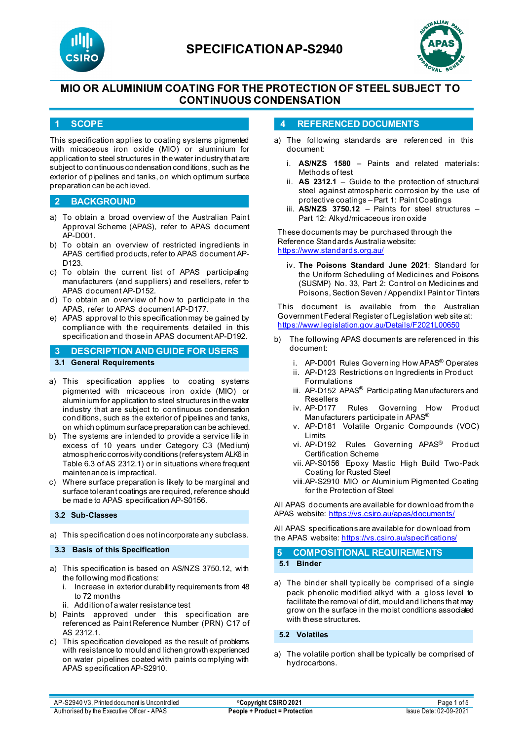# SPECIFICATION AP-S2940

## MIO OR ALUMINIUM COATING FOR THE PROTECTION OF STEEL SUBJECT TO CONTINUOUS CONDENSATION

## 1 SCOPE

This specification applies to coating systems pigmented with micaceous iron oxide (MIO) or aluminium for application to steel structures in the water industry that are subject to continuous condensation conditions, such as the exterior of pipelines and tanks, on which optimum surface preparation can be achieved.

## 2 BACKGROUND

a) To obtain a broad overview of the Australian Paint Approval Scheme (APAS), refer to APAS document AP-D001.
b) To obtain an overview of restricted ingredients in APAS certified products, refer to APAS document AP-D123.
c) To obtain the current list of APAS participating manufacturers (and suppliers) and resellers, refer to APAS document AP-D152.
d) To obtain an overview of how to participate in the APAS, refer to APAS document AP-D177.
e) APAS approval to this specification may be gained by compliance with the requirements detailed in this specification and those in APAS document AP-D192.

## 3 DESCRIPTION AND GUIDE FOR USERS

### 3.1 General Requirements

a) This specification applies to coating systems pigmented with micaceous iron oxide (MIO) or aluminium for application to steel structures in the water industry that are subject to continuous condensation conditions, such as the exterior of pipelines and tanks, on which optimum surface preparation can be achieved.
b) The systems are intended to provide a service life in excess of 10 years under Category C3 (Medium) atmospheric corrosivity conditions (refer system ALK6 in Table 6.3 of AS 2312.1) or in situations where frequent maintenance is impractical.
c) Where surface preparation is likely to be marginal and surface tolerant coatings are required, reference should be made to APAS specification AP-S0156.

### 3.2 Sub-Classes

a) This specification does not incorporate any subclass.

### 3.3 Basis of this Specification

a) This specification is based on AS/NZS 3750.12, with the following modifications:
   i. Increase in exterior durability requirements from 48 to 72 months
   ii. Addition of a water resistance test
b) Paints approved under this specification are referenced as Paint Reference Number (PRN) C17 of AS 2312.1.
c) This specification developed as the result of problems with resistance to mould and lichen growth experienced on water pipelines coated with paints complying with APAS specification AP-S2910.

## 4 REFERENCED DOCUMENTS

a) The following standards are referenced in this document:
   i. **AS/NZS 1580** – Paints and related materials: Methods of test
   ii. **AS 2312.1** – Guide to the protection of structural steel against atmospheric corrosion by the use of protective coatings – Part 1: Paint Coatings
   iii. **AS/NZS 3750.12** – Paints for steel structures – Part 12: Alkyd/micaceous iron oxide

   These documents may be purchased through the Reference Standards Australia website: https://www.standards.org.au/

   iv. **The Poisons Standard June 2021**: Standard for the Uniform Scheduling of Medicines and Poisons (SUSMP) No. 33, Part 2: Control on Medicines and Poisons, Section Seven / Appendix I Paint or Tinters

   This document is available from the Australian Government Federal Register of Legislation web site at: https://www.legislation.gov.au/Details/F2021L00650

b) The following APAS documents are referenced in this document:
   i. AP-D001 Rules Governing How APAS® Operates
   ii. AP-D123 Restrictions on Ingredients in Product Formulations
   iii. AP-D152 APAS® Participating Manufacturers and Resellers
   iv. AP-D177 Rules Governing How Product Manufacturers participate in APAS®
   v. AP-D181 Volatile Organic Compounds (VOC) Limits
   vi. AP-D192 Rules Governing APAS® Product Certification Scheme
   vii. AP-S0156 Epoxy Mastic High Build Two-Pack Coating for Rusted Steel
   viii. AP-S2910 MIO or Aluminium Pigmented Coating for the Protection of Steel

All APAS documents are available for download from the APAS website: https://vs.csiro.au/apas/documents/

All APAS specifications are available for download from the APAS website: https://vs.csiro.au/specifications/

## 5 COMPOSITIONAL REQUIREMENTS

### 5.1 Binder

a) The binder shall typically be comprised of a single pack phenolic modified alkyd with a gloss level to facilitate the removal of dirt, mould and lichens that may grow on the surface in the moist conditions associated with these structures.

### 5.2 Volatiles

a) The volatile portion shall be typically be comprised of hydrocarbons.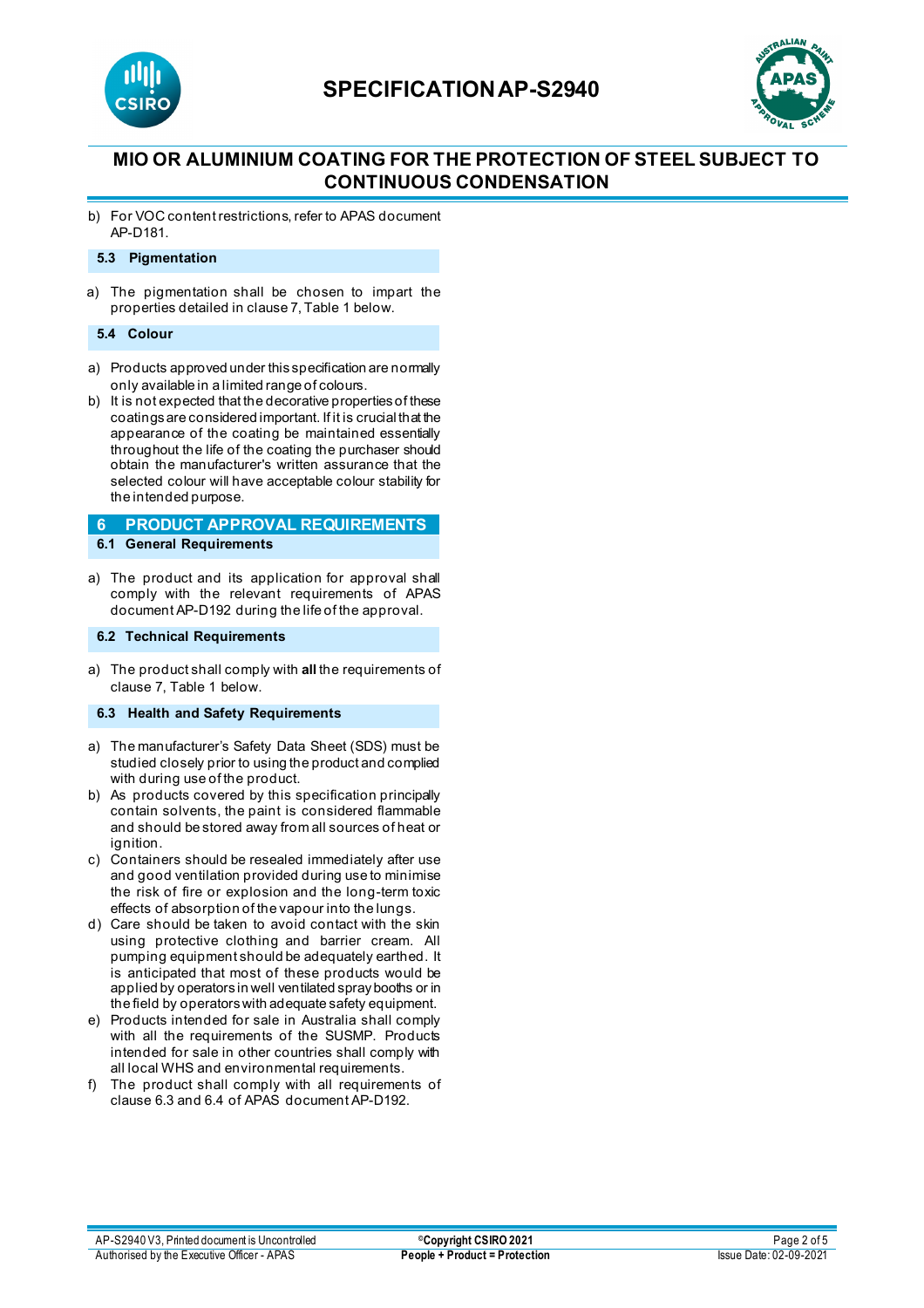b) For VOC content restrictions, refer to APAS document AP-D181.

### 5.3 Pigmentation

a) The pigmentation shall be chosen to impart the properties detailed in clause 7, Table 1 below.

### 5.4 Colour

a) Products approved under this specification are normally only available in a limited range of colours.
b) It is not expected that the decorative properties of these coatings are considered important. If it is crucial that the appearance of the coating be maintained essentially throughout the life of the coating the purchaser should obtain the manufacturer's written assurance that the selected colour will have acceptable colour stability for the intended purpose.

## 6 PRODUCT APPROVAL REQUIREMENTS

### 6.1 General Requirements

a) The product and its application for approval shall comply with the relevant requirements of APAS document AP-D192 during the life of the approval.

### 6.2 Technical Requirements

a) The product shall comply with **all** the requirements of clause 7, Table 1 below.

### 6.3 Health and Safety Requirements

a) The manufacturer's Safety Data Sheet (SDS) must be studied closely prior to using the product and complied with during use of the product.
b) As products covered by this specification principally contain solvents, the paint is considered flammable and should be stored away from all sources of heat or ignition.
c) Containers should be resealed immediately after use and good ventilation provided during use to minimise the risk of fire or explosion and the long-term toxic effects of absorption of the vapour into the lungs.
d) Care should be taken to avoid contact with the skin using protective clothing and barrier cream. All pumping equipment should be adequately earthed. It is anticipated that most of these products would be applied by operators in well ventilated spray booths or in the field by operators with adequate safety equipment.
e) Products intended for sale in Australia shall comply with all the requirements of the SUSMP. Products intended for sale in other countries shall comply with all local WHS and environmental requirements.
f) The product shall comply with all requirements of clause 6.3 and 6.4 of APAS document AP-D192.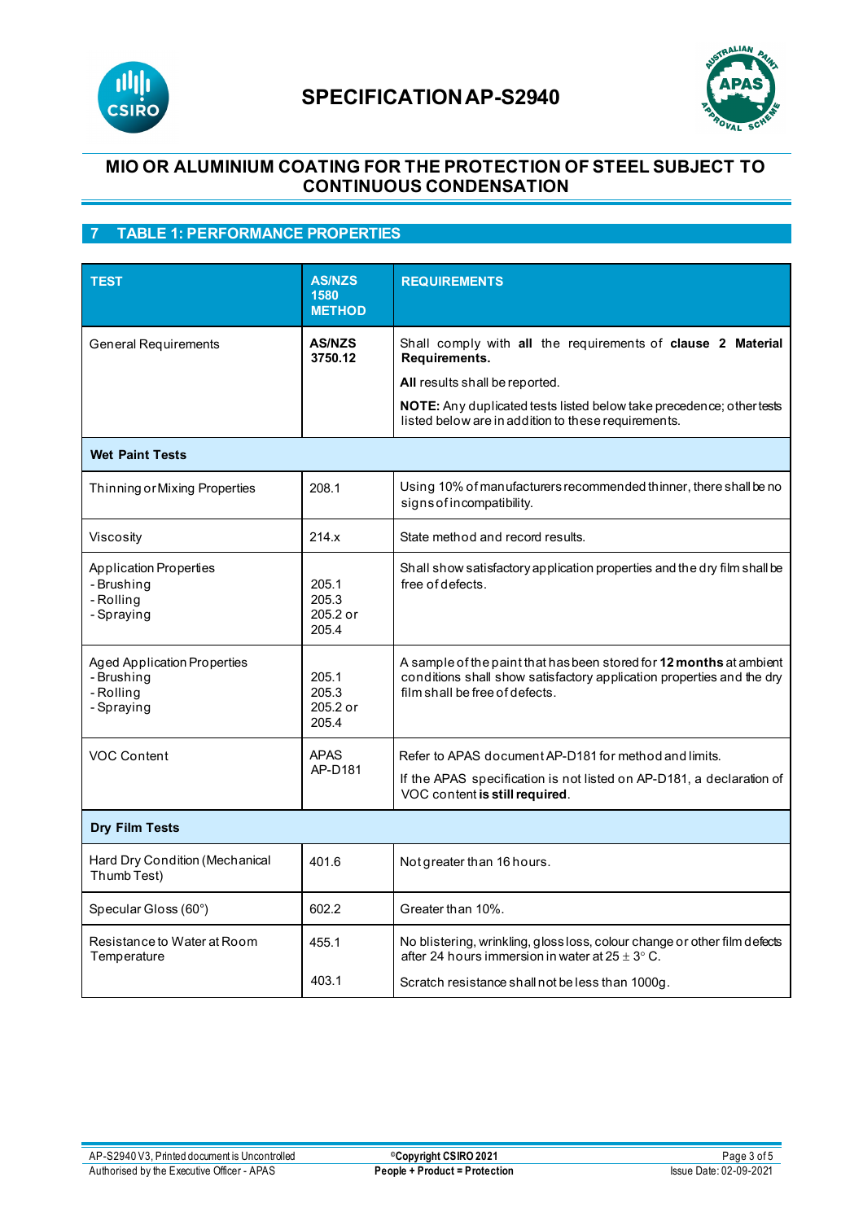# SPECIFICATION AP-S2940

## MIO OR ALUMINIUM COATING FOR THE PROTECTION OF STEEL SUBJECT TO CONTINUOUS CONDENSATION

## 7 TABLE 1: PERFORMANCE PROPERTIES

| TEST | AS/NZS 1580 METHOD | REQUIREMENTS |
|---|---|---|
| General Requirements | **AS/NZS 3750.12** | Shall comply with **all** the requirements of **clause 2 Material Requirements.**<br>**All** results shall be reported.<br>**NOTE:** Any duplicated tests listed below take precedence; other tests listed below are in addition to these requirements. |
| **Wet Paint Tests** | | |
| Thinning or Mixing Properties | 208.1 | Using 10% of manufacturers recommended thinner, there shall be no signs of incompatibility. |
| Viscosity | 214.x | State method and record results. |
| Application Properties<br>- Brushing<br>- Rolling<br>- Spraying | <br>205.1<br>205.3<br>205.2 or 205.4 | Shall show satisfactory application properties and the dry film shall be free of defects. |
| Aged Application Properties<br>- Brushing<br>- Rolling<br>- Spraying | <br>205.1<br>205.3<br>205.2 or 205.4 | A sample of the paint that has been stored for **12 months** at ambient conditions shall show satisfactory application properties and the dry film shall be free of defects. |
| VOC Content | APAS AP-D181 | Refer to APAS document AP-D181 for method and limits.<br>If the APAS specification is not listed on AP-D181, a declaration of VOC content **is still required**. |
| **Dry Film Tests** | | |
| Hard Dry Condition (Mechanical Thumb Test) | 401.6 | Not greater than 16 hours. |
| Specular Gloss (60°) | 602.2 | Greater than 10%. |
| Resistance to Water at Room Temperature | 455.1<br><br>403.1 | No blistering, wrinkling, gloss loss, colour change or other film defects after 24 hours immersion in water at 25 ± 3° C.<br>Scratch resistance shall not be less than 1000g. |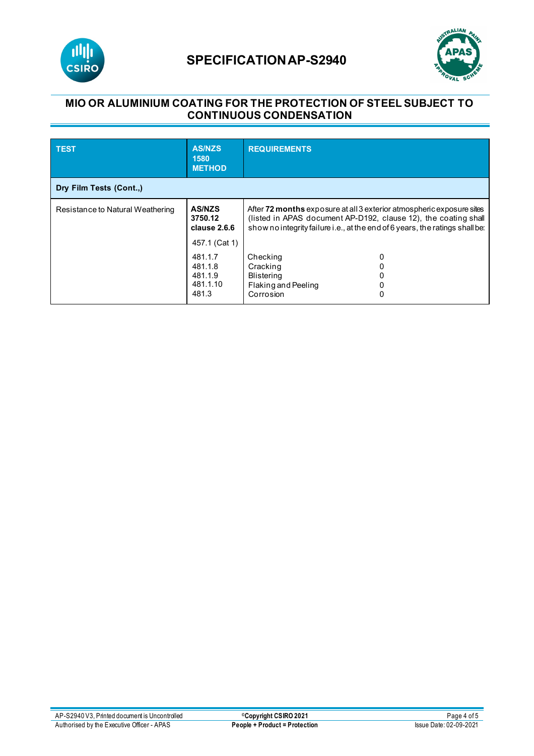# SPECIFICATION AP-S2940

## MIO OR ALUMINIUM COATING FOR THE PROTECTION OF STEEL SUBJECT TO CONTINUOUS CONDENSATION

| TEST | AS/NZS 1580 METHOD | REQUIREMENTS | |
|---|---|---|---|
| **Dry Film Tests (Cont.,)** | | | |
| Resistance to Natural Weathering | **AS/NZS 3750.12 clause 2.6.6**<br><br>457.1 (Cat 1) | After **72 months** exposure at all 3 exterior atmospheric exposure sites (listed in APAS document AP-D192, clause 12), the coating shall show no integrity failure i.e., at the end of 6 years, the ratings shall be: | |
| | 481.1.7 | Checking | 0 |
| | 481.1.8 | Cracking | 0 |
| | 481.1.9 | Blistering | 0 |
| | 481.1.10 | Flaking and Peeling | 0 |
| | 481.3 | Corrosion | 0 |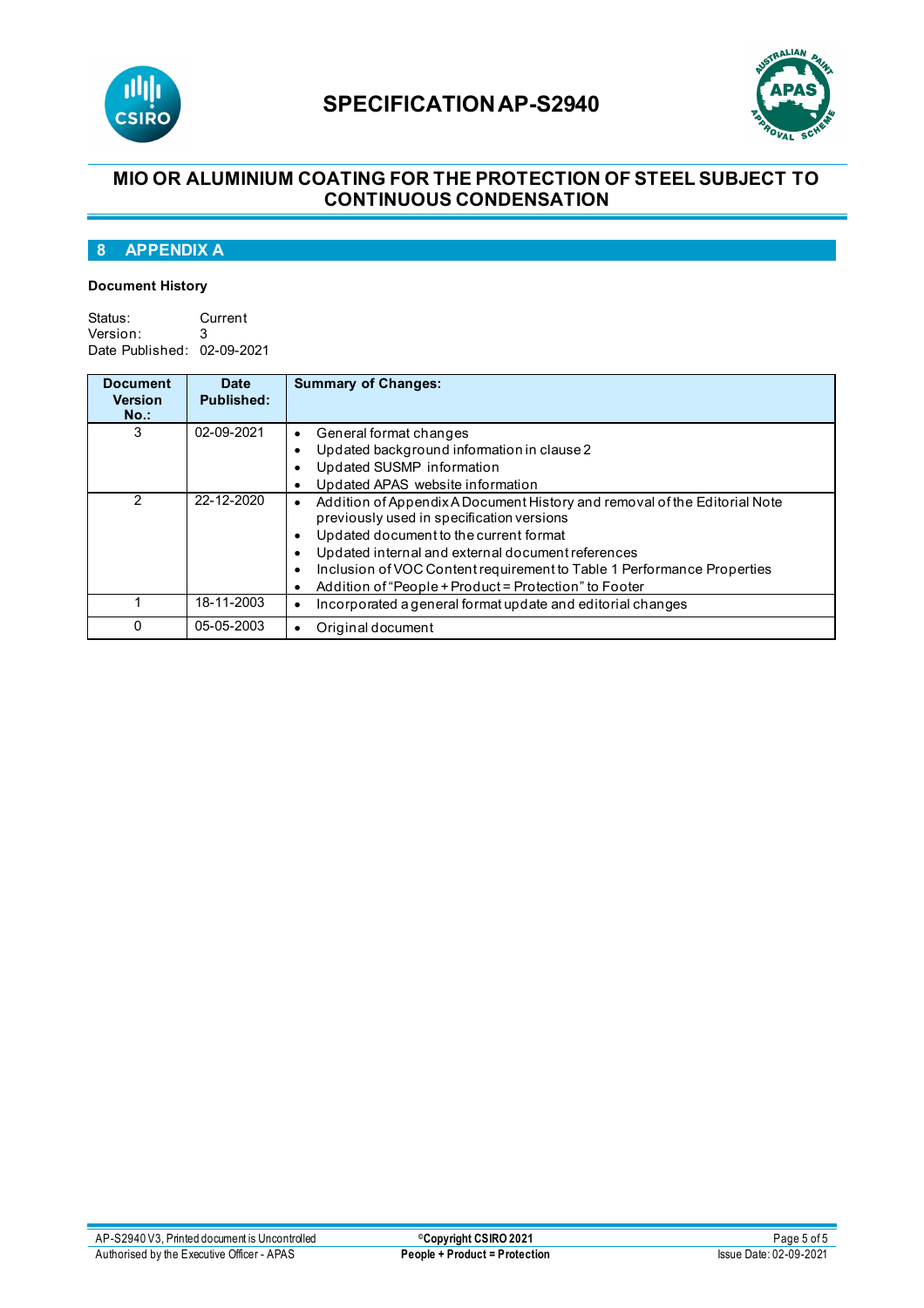## 8 APPENDIX A

**Document History**

Status: Current
Version: 3
Date Published: 02-09-2021

| Document Version No.: | Date Published: | Summary of Changes: |
|---|---|---|
| 3 | 02-09-2021 | • General format changes<br>• Updated background information in clause 2<br>• Updated SUSMP information<br>• Updated APAS website information |
| 2 | 22-12-2020 | • Addition of Appendix A Document History and removal of the Editorial Note previously used in specification versions<br>• Updated document to the current format<br>• Updated internal and external document references<br>• Inclusion of VOC Content requirement to Table 1 Performance Properties<br>• Addition of "People + Product = Protection" to Footer |
| 1 | 18-11-2003 | • Incorporated a general format update and editorial changes |
| 0 | 05-05-2003 | • Original document |